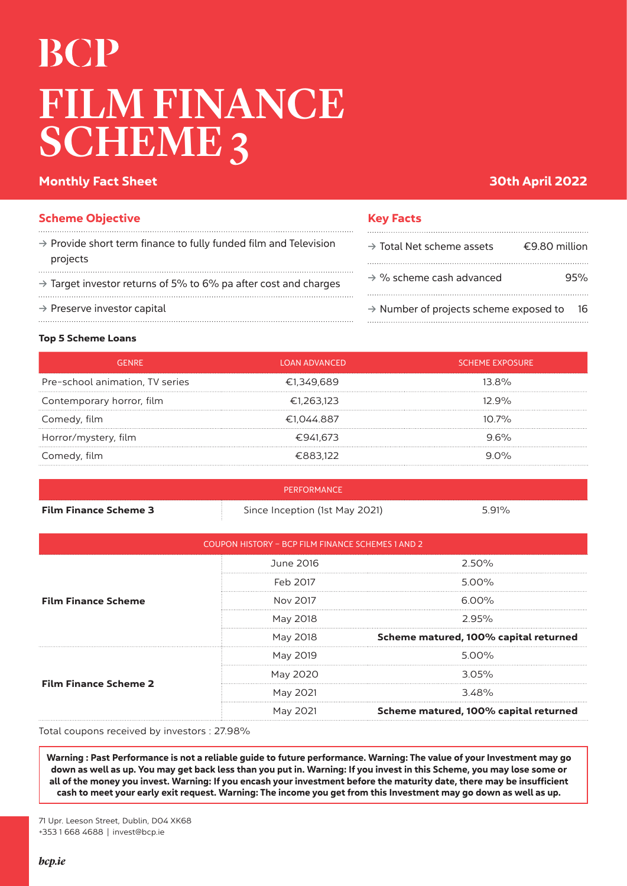# BCP

# FILM FINANCE SCHEME 3

**Monthly Fact Sheet** **30th April 2022**

## Scheme Objective

- → Provide short term finance to fully funded film and Television projects
- → Target investor returns of 5% to 6% pa after cost and charges
- → Preserve investor capital

## Key Facts

| | |
|---|---|
| → Total Net scheme assets | €9.80 million |
| → % scheme cash advanced | 95% |
| → Number of projects scheme exposed to | 16 |

### Top 5 Scheme Loans

| GENRE | LOAN ADVANCED | SCHEME EXPOSURE |
|---|---|---|
| Pre-school animation, TV series | €1,349,689 | 13.8% |
| Contemporary horror, film | €1,263,123 | 12.9% |
| Comedy, film | €1,044.887 | 10.7% |
| Horror/mystery, film | €941,673 | 9.6% |
| Comedy, film | €883,122 | 9.0% |

| PERFORMANCE | | |
|---|---|---|
| **Film Finance Scheme 3** | Since Inception (1st May 2021) | 5.91% |

| COUPON HISTORY – BCP FILM FINANCE SCHEMES 1 AND 2 | | |
|---|---|---|
| **Film Finance Scheme** | June 2016 | 2.50% |
| | Feb 2017 | 5.00% |
| | Nov 2017 | 6.00% |
| | May 2018 | 2.95% |
| | May 2018 | **Scheme matured, 100% capital returned** |
| **Film Finance Scheme 2** | May 2019 | 5.00% |
| | May 2020 | 3.05% |
| | May 2021 | 3.48% |
| | May 2021 | **Scheme matured, 100% capital returned** |

Total coupons received by investors : 27.98%

**Warning : Past Performance is not a reliable guide to future performance. Warning: The value of your Investment may go down as well as up. You may get back less than you put in. Warning: If you invest in this Scheme, you may lose some or all of the money you invest. Warning: If you encash your investment before the maturity date, there may be insufficient cash to meet your early exit request. Warning: The income you get from this Investment may go down as well as up.**

71 Upr. Leeson Street, Dublin, D04 XK68
+353 1 668 4688 | invest@bcp.ie

*bcp.ie*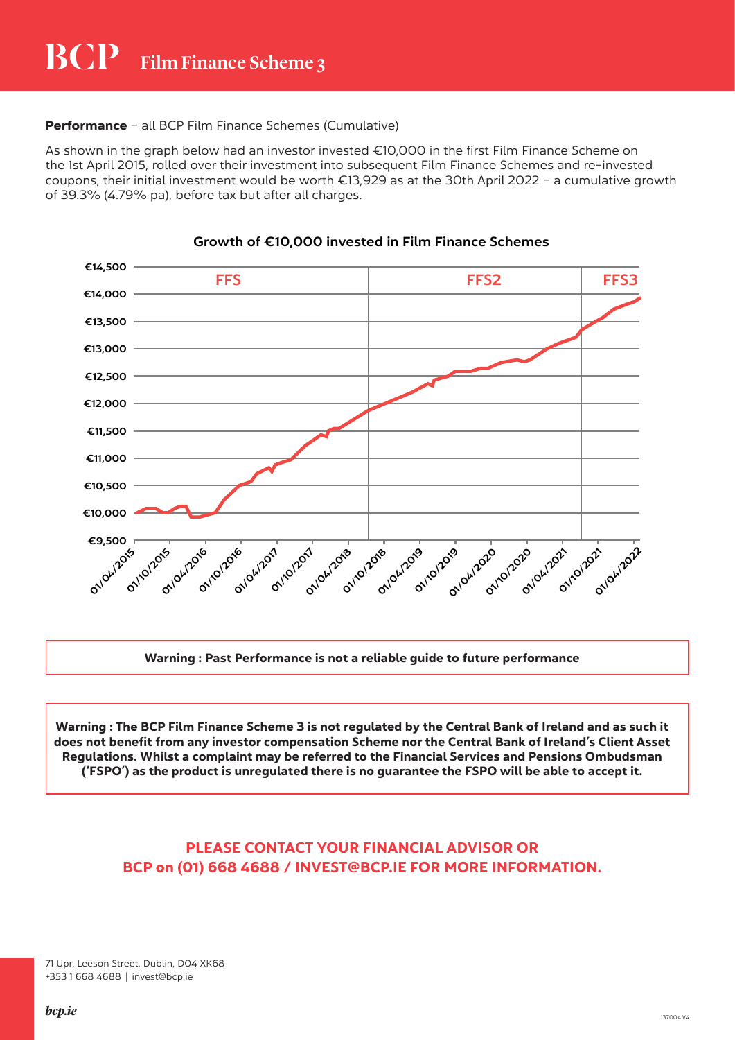# BCP Film Finance Scheme 3

**Performance** – all BCP Film Finance Schemes (Cumulative)

As shown in the graph below had an investor invested €10,000 in the first Film Finance Scheme on the 1st April 2015, rolled over their investment into subsequent Film Finance Schemes and re-invested coupons, their initial investment would be worth €13,929 as at the 30th April 2022 – a cumulative growth of 39.3% (4.79% pa), before tax but after all charges.

**Growth of €10,000 invested in Film Finance Schemes**

FFS
FFS2
FFS3

€14,500
€14,000
€13,500
€13,000
€12,500
€12,000
€11,500
€11,000
€10,500
€10,000
€9,500

01/04/2015
01/10/2015
01/04/2016
01/10/2016
01/04/2017
01/10/2017
01/04/2018
01/10/2018
01/04/2019
01/10/2019
01/04/2020
01/10/2020
01/04/2021
01/10/2021
01/04/2022

**Warning : Past Performance is not a reliable guide to future performance**

**Warning : The BCP Film Finance Scheme 3 is not regulated by the Central Bank of Ireland and as such it does not benefit from any investor compensation Scheme nor the Central Bank of Ireland's Client Asset Regulations. Whilst a complaint may be referred to the Financial Services and Pensions Ombudsman ('FSPO') as the product is unregulated there is no guarantee the FSPO will be able to accept it.**

**PLEASE CONTACT YOUR FINANCIAL ADVISOR OR BCP on (01) 668 4688 / INVEST@BCP.IE FOR MORE INFORMATION.**

71 Upr. Leeson Street, Dublin, D04 XK68
+353 1 668 4688 | invest@bcp.ie

bcp.ie

137004 V4